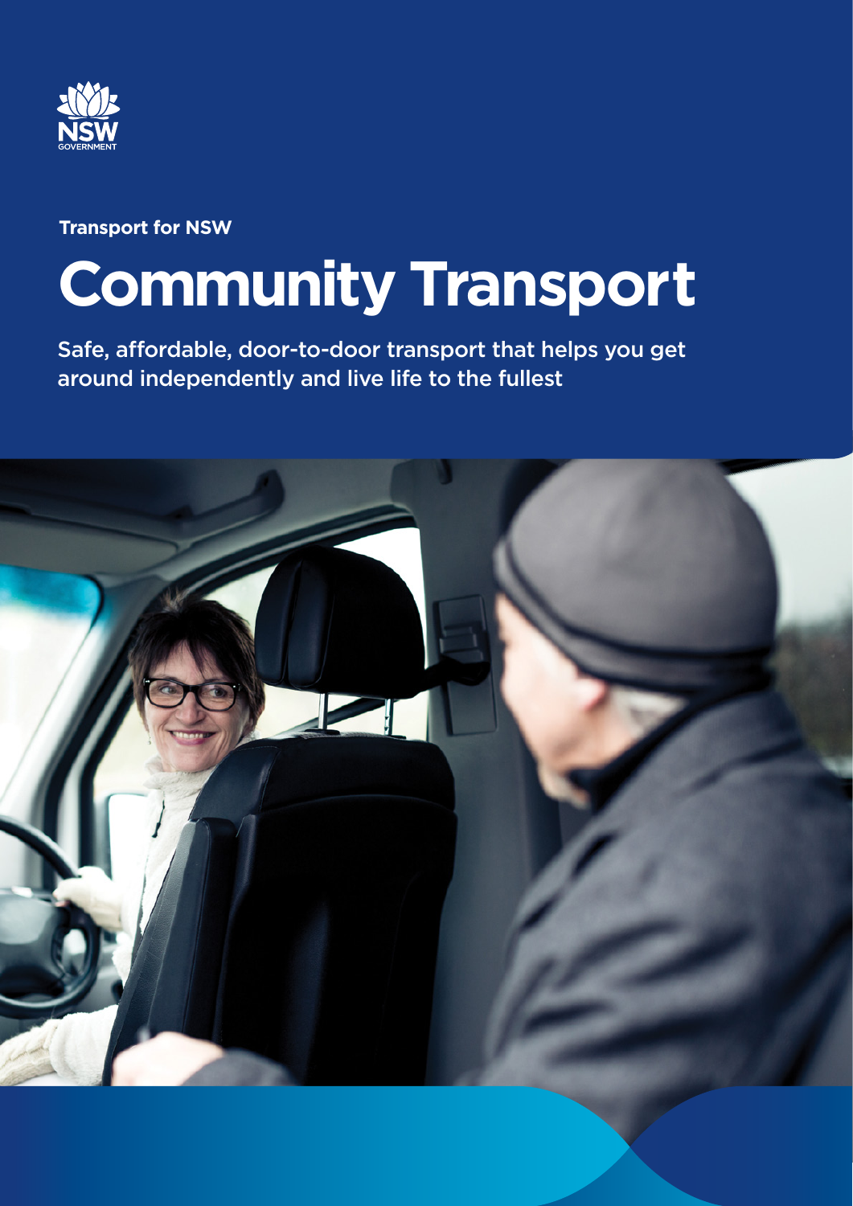NSW GOVERNMENT

**Transport for NSW**

# Community Transport

Safe, affordable, door-to-door transport that helps you get around independently and live life to the fullest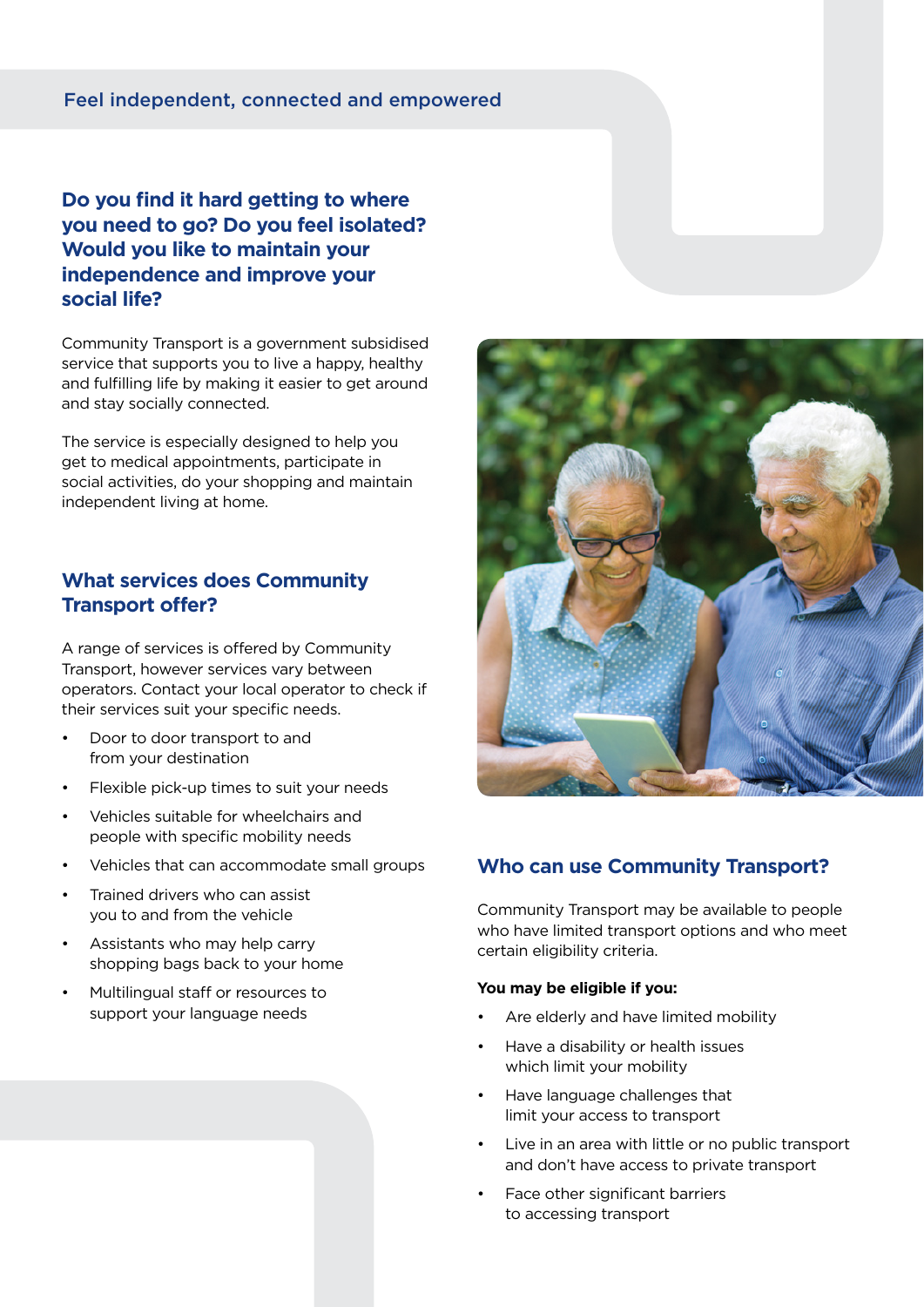Feel independent, connected and empowered

## Do you find it hard getting to where you need to go? Do you feel isolated? Would you like to maintain your independence and improve your social life?

Community Transport is a government subsidised service that supports you to live a happy, healthy and fulfilling life by making it easier to get around and stay socially connected.

The service is especially designed to help you get to medical appointments, participate in social activities, do your shopping and maintain independent living at home.

## What services does Community Transport offer?

A range of services is offered by Community Transport, however services vary between operators. Contact your local operator to check if their services suit your specific needs.

- Door to door transport to and from your destination
- Flexible pick-up times to suit your needs
- Vehicles suitable for wheelchairs and people with specific mobility needs
- Vehicles that can accommodate small groups
- Trained drivers who can assist you to and from the vehicle
- Assistants who may help carry shopping bags back to your home
- Multilingual staff or resources to support your language needs

## Who can use Community Transport?

Community Transport may be available to people who have limited transport options and who meet certain eligibility criteria.

**You may be eligible if you:**

- Are elderly and have limited mobility
- Have a disability or health issues which limit your mobility
- Have language challenges that limit your access to transport
- Live in an area with little or no public transport and don't have access to private transport
- Face other significant barriers to accessing transport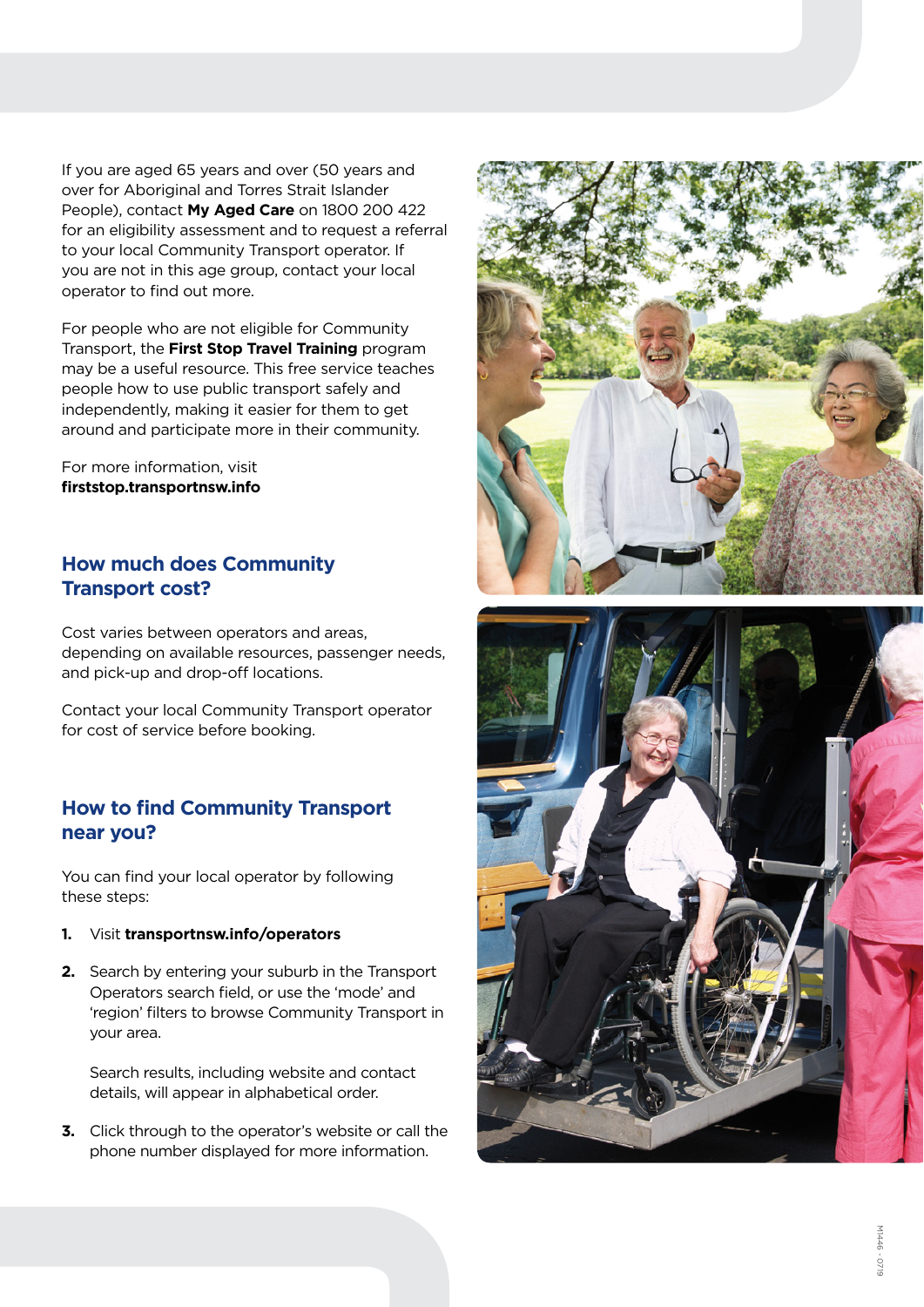If you are aged 65 years and over (50 years and over for Aboriginal and Torres Strait Islander People), contact **My Aged Care** on 1800 200 422 for an eligibility assessment and to request a referral to your local Community Transport operator. If you are not in this age group, contact your local operator to find out more.

For people who are not eligible for Community Transport, the **First Stop Travel Training** program may be a useful resource. This free service teaches people how to use public transport safely and independently, making it easier for them to get around and participate more in their community.

For more information, visit **firststop.transportnsw.info**

## How much does Community Transport cost?

Cost varies between operators and areas, depending on available resources, passenger needs, and pick-up and drop-off locations.

Contact your local Community Transport operator for cost of service before booking.

## How to find Community Transport near you?

You can find your local operator by following these steps:

1. Visit **transportnsw.info/operators**

2. Search by entering your suburb in the Transport Operators search field, or use the 'mode' and 'region' filters to browse Community Transport in your area.

   Search results, including website and contact details, will appear in alphabetical order.

3. Click through to the operator's website or call the phone number displayed for more information.

M1446 - 0719